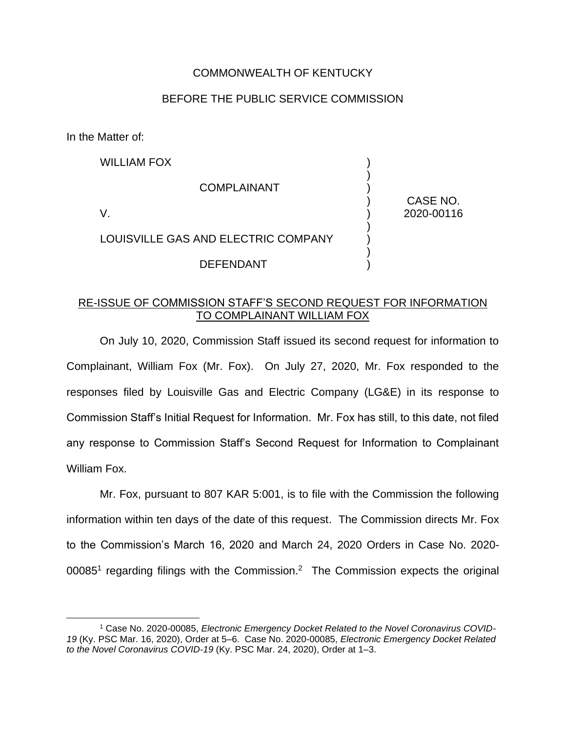COMMONWEALTH OF KENTUCKY

BEFORE THE PUBLIC SERVICE COMMISSION

In the Matter of:

| | | |
|---|---|---|
| WILLIAM FOX | ) | |
| | ) | |
| COMPLAINANT | ) | |
| | ) | CASE NO. |
| V. | ) | 2020-00116 |
| | ) | |
| LOUISVILLE GAS AND ELECTRIC COMPANY | ) | |
| | ) | |
| DEFENDANT | ) | |

<u>RE-ISSUE OF COMMISSION STAFF'S SECOND REQUEST FOR INFORMATION TO COMPLAINANT WILLIAM FOX</u>

On July 10, 2020, Commission Staff issued its second request for information to Complainant, William Fox (Mr. Fox). On July 27, 2020, Mr. Fox responded to the responses filed by Louisville Gas and Electric Company (LG&E) in its response to Commission Staff's Initial Request for Information. Mr. Fox has still, to this date, not filed any response to Commission Staff's Second Request for Information to Complainant William Fox.

Mr. Fox, pursuant to 807 KAR 5:001, is to file with the Commission the following information within ten days of the date of this request. The Commission directs Mr. Fox to the Commission's March 16, 2020 and March 24, 2020 Orders in Case No. 2020-00085[1] regarding filings with the Commission.[2] The Commission expects the original

[1] Case No. 2020-00085, *Electronic Emergency Docket Related to the Novel Coronavirus COVID-19* (Ky. PSC Mar. 16, 2020), Order at 5–6. Case No. 2020-00085, *Electronic Emergency Docket Related to the Novel Coronavirus COVID-19* (Ky. PSC Mar. 24, 2020), Order at 1–3.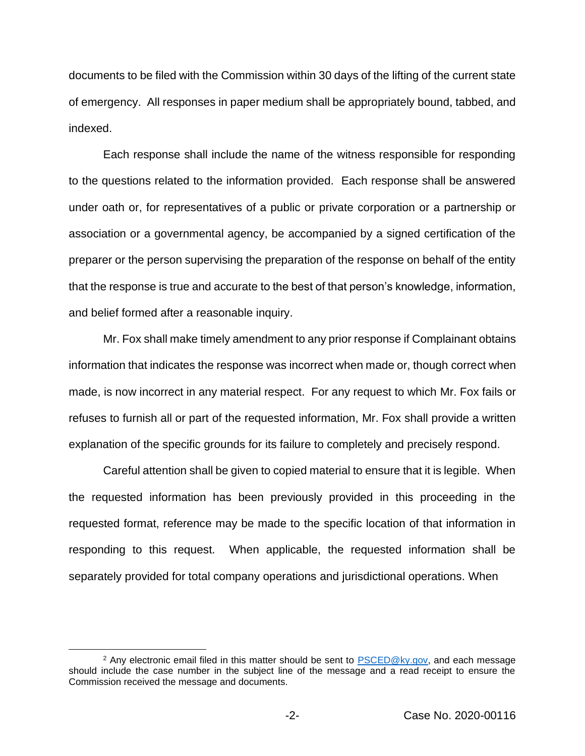documents to be filed with the Commission within 30 days of the lifting of the current state of emergency. All responses in paper medium shall be appropriately bound, tabbed, and indexed.

Each response shall include the name of the witness responsible for responding to the questions related to the information provided. Each response shall be answered under oath or, for representatives of a public or private corporation or a partnership or association or a governmental agency, be accompanied by a signed certification of the preparer or the person supervising the preparation of the response on behalf of the entity that the response is true and accurate to the best of that person's knowledge, information, and belief formed after a reasonable inquiry.

Mr. Fox shall make timely amendment to any prior response if Complainant obtains information that indicates the response was incorrect when made or, though correct when made, is now incorrect in any material respect. For any request to which Mr. Fox fails or refuses to furnish all or part of the requested information, Mr. Fox shall provide a written explanation of the specific grounds for its failure to completely and precisely respond.

Careful attention shall be given to copied material to ensure that it is legible. When the requested information has been previously provided in this proceeding in the requested format, reference may be made to the specific location of that information in responding to this request. When applicable, the requested information shall be separately provided for total company operations and jurisdictional operations. When

[2] Any electronic email filed in this matter should be sent to PSCED@ky.gov, and each message should include the case number in the subject line of the message and a read receipt to ensure the Commission received the message and documents.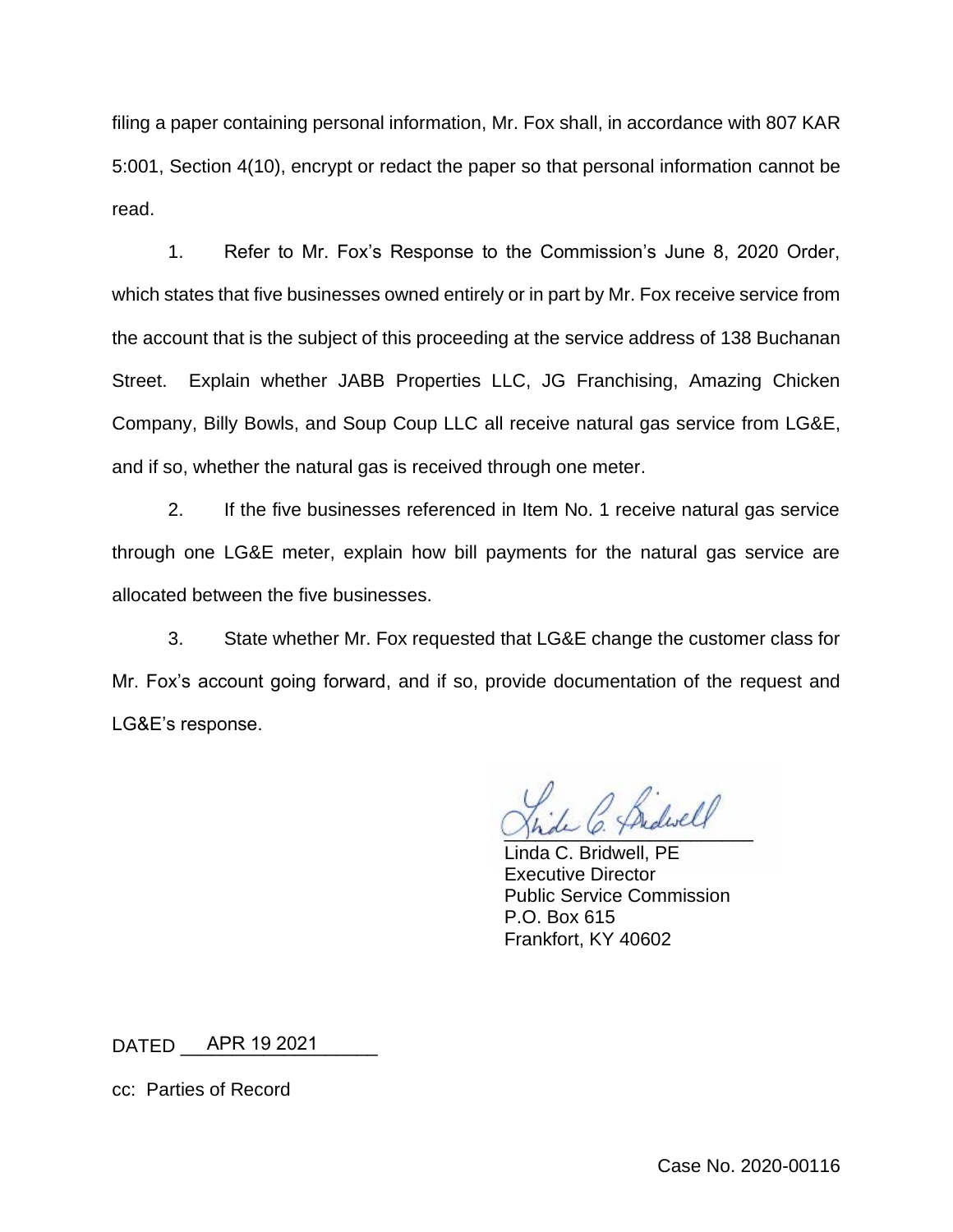filing a paper containing personal information, Mr. Fox shall, in accordance with 807 KAR 5:001, Section 4(10), encrypt or redact the paper so that personal information cannot be read.

1. Refer to Mr. Fox's Response to the Commission's June 8, 2020 Order, which states that five businesses owned entirely or in part by Mr. Fox receive service from the account that is the subject of this proceeding at the service address of 138 Buchanan Street. Explain whether JABB Properties LLC, JG Franchising, Amazing Chicken Company, Billy Bowls, and Soup Coup LLC all receive natural gas service from LG&E, and if so, whether the natural gas is received through one meter.

2. If the five businesses referenced in Item No. 1 receive natural gas service through one LG&E meter, explain how bill payments for the natural gas service are allocated between the five businesses.

3. State whether Mr. Fox requested that LG&E change the customer class for Mr. Fox's account going forward, and if so, provide documentation of the request and LG&E's response.

Linda C. Bridwell, PE
Executive Director
Public Service Commission
P.O. Box 615
Frankfort, KY 40602

DATED APR 19 2021

cc: Parties of Record

Case No. 2020-00116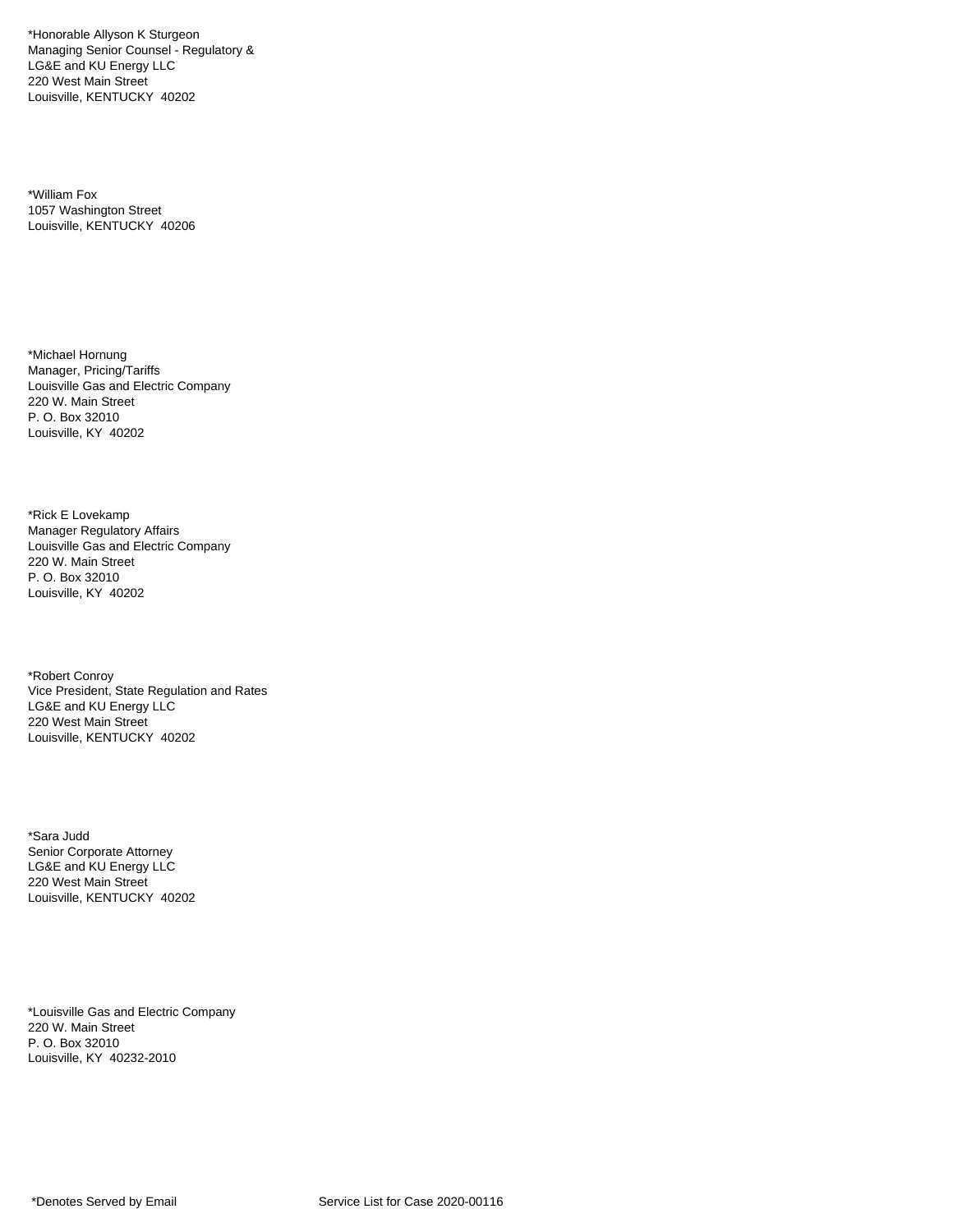*Honorable Allyson K Sturgeon
Managing Senior Counsel - Regulatory &
LG&E and KU Energy LLC
220 West Main Street
Louisville, KENTUCKY 40202

*William Fox
1057 Washington Street
Louisville, KENTUCKY 40206

*Michael Hornung
Manager, Pricing/Tariffs
Louisville Gas and Electric Company
220 W. Main Street
P. O. Box 32010
Louisville, KY 40202

*Rick E Lovekamp
Manager Regulatory Affairs
Louisville Gas and Electric Company
220 W. Main Street
P. O. Box 32010
Louisville, KY 40202

*Robert Conroy
Vice President, State Regulation and Rates
LG&E and KU Energy LLC
220 West Main Street
Louisville, KENTUCKY 40202

*Sara Judd
Senior Corporate Attorney
LG&E and KU Energy LLC
220 West Main Street
Louisville, KENTUCKY 40202

*Louisville Gas and Electric Company
220 W. Main Street
P. O. Box 32010
Louisville, KY 40232-2010

*Denotes Served by Email

Service List for Case 2020-00116